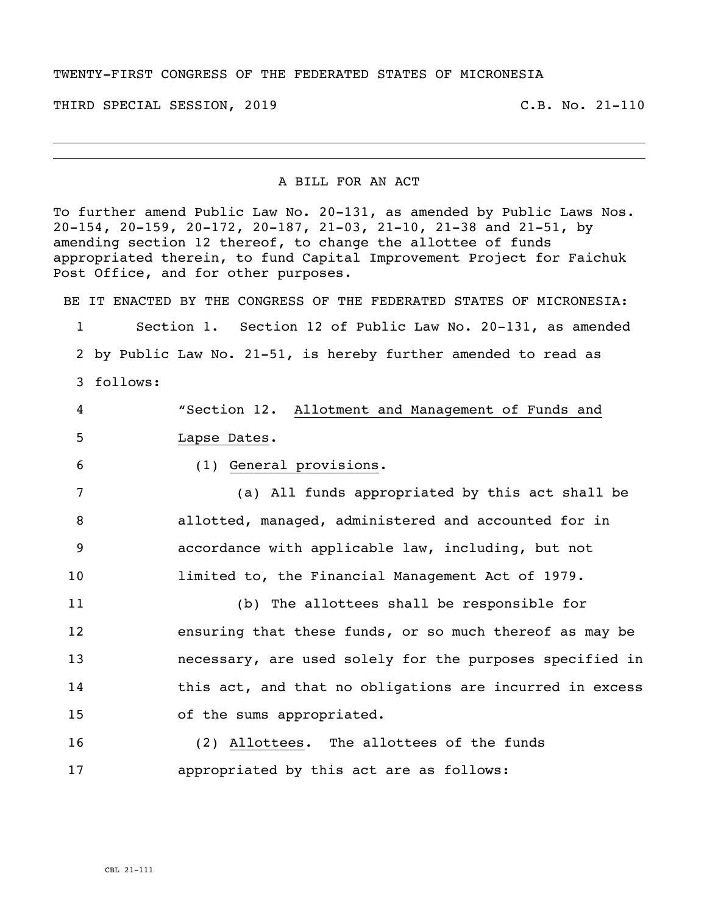TWENTY-FIRST CONGRESS OF THE FEDERATED STATES OF MICRONESIA

THIRD SPECIAL SESSION, 2019 C.B. No. 21-110

---

A BILL FOR AN ACT

To further amend Public Law No. 20-131, as amended by Public Laws Nos. 20-154, 20-159, 20-172, 20-187, 21-03, 21-10, 21-38 and 21-51, by amending section 12 thereof, to change the allottee of funds appropriated therein, to fund Capital Improvement Project for Faichuk Post Office, and for other purposes.

BE IT ENACTED BY THE CONGRESS OF THE FEDERATED STATES OF MICRONESIA:

1 Section 1. Section 12 of Public Law No. 20-131, as amended
2 by Public Law No. 21-51, is hereby further amended to read as
3 follows:

4 "Section 12. Allotment and Management of Funds and
5 Lapse Dates.

6 (1) General provisions.

7 (a) All funds appropriated by this act shall be
8 allotted, managed, administered and accounted for in
9 accordance with applicable law, including, but not
10 limited to, the Financial Management Act of 1979.

11 (b) The allottees shall be responsible for
12 ensuring that these funds, or so much thereof as may be
13 necessary, are used solely for the purposes specified in
14 this act, and that no obligations are incurred in excess
15 of the sums appropriated.

16 (2) Allottees. The allottees of the funds
17 appropriated by this act are as follows:

CBL 21-111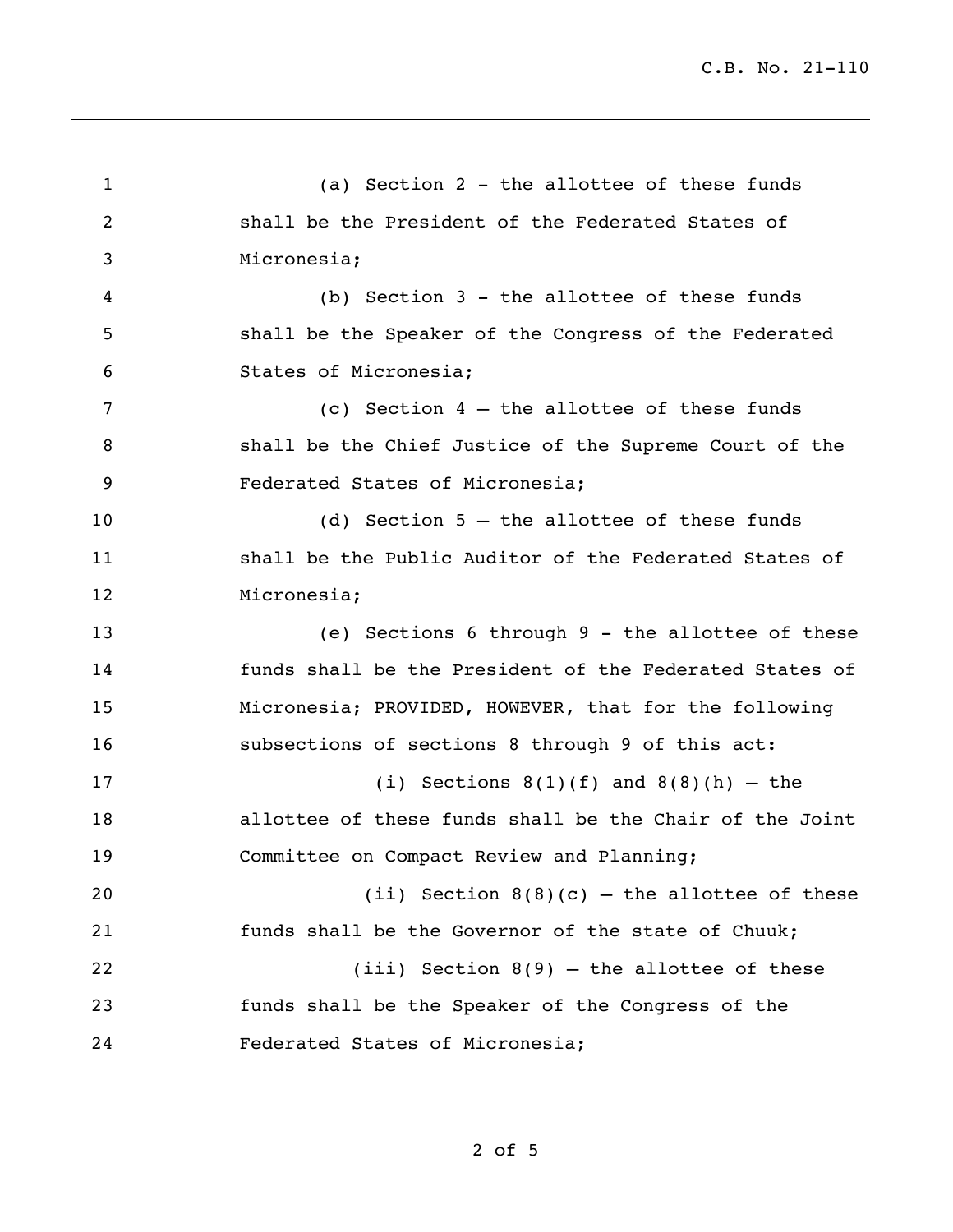(a) Section 2 - the allottee of these funds shall be the President of the Federated States of Micronesia;

(b) Section 3 - the allottee of these funds shall be the Speaker of the Congress of the Federated States of Micronesia;

(c) Section 4 – the allottee of these funds shall be the Chief Justice of the Supreme Court of the Federated States of Micronesia;

(d) Section 5 – the allottee of these funds shall be the Public Auditor of the Federated States of Micronesia;

(e) Sections 6 through 9 - the allottee of these funds shall be the President of the Federated States of Micronesia; PROVIDED, HOWEVER, that for the following subsections of sections 8 through 9 of this act:

(i) Sections 8(1)(f) and 8(8)(h) – the allottee of these funds shall be the Chair of the Joint Committee on Compact Review and Planning;

(ii) Section 8(8)(c) – the allottee of these funds shall be the Governor of the state of Chuuk;

(iii) Section 8(9) – the allottee of these funds shall be the Speaker of the Congress of the Federated States of Micronesia;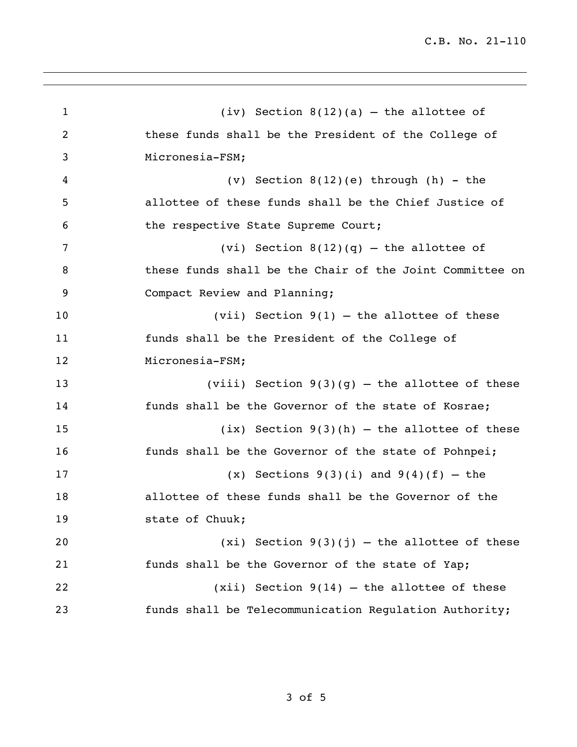(iv) Section 8(12)(a) – the allottee of these funds shall be the President of the College of Micronesia-FSM;

(v) Section 8(12)(e) through (h) - the allottee of these funds shall be the Chief Justice of the respective State Supreme Court;

(vi) Section 8(12)(q) – the allottee of these funds shall be the Chair of the Joint Committee on Compact Review and Planning;

(vii) Section 9(1) – the allottee of these funds shall be the President of the College of Micronesia-FSM;

(viii) Section 9(3)(g) – the allottee of these funds shall be the Governor of the state of Kosrae;

(ix) Section 9(3)(h) – the allottee of these funds shall be the Governor of the state of Pohnpei;

(x) Sections 9(3)(i) and 9(4)(f) – the allottee of these funds shall be the Governor of the state of Chuuk;

(xi) Section 9(3)(j) – the allottee of these funds shall be the Governor of the state of Yap;

(xii) Section 9(14) – the allottee of these funds shall be Telecommunication Regulation Authority;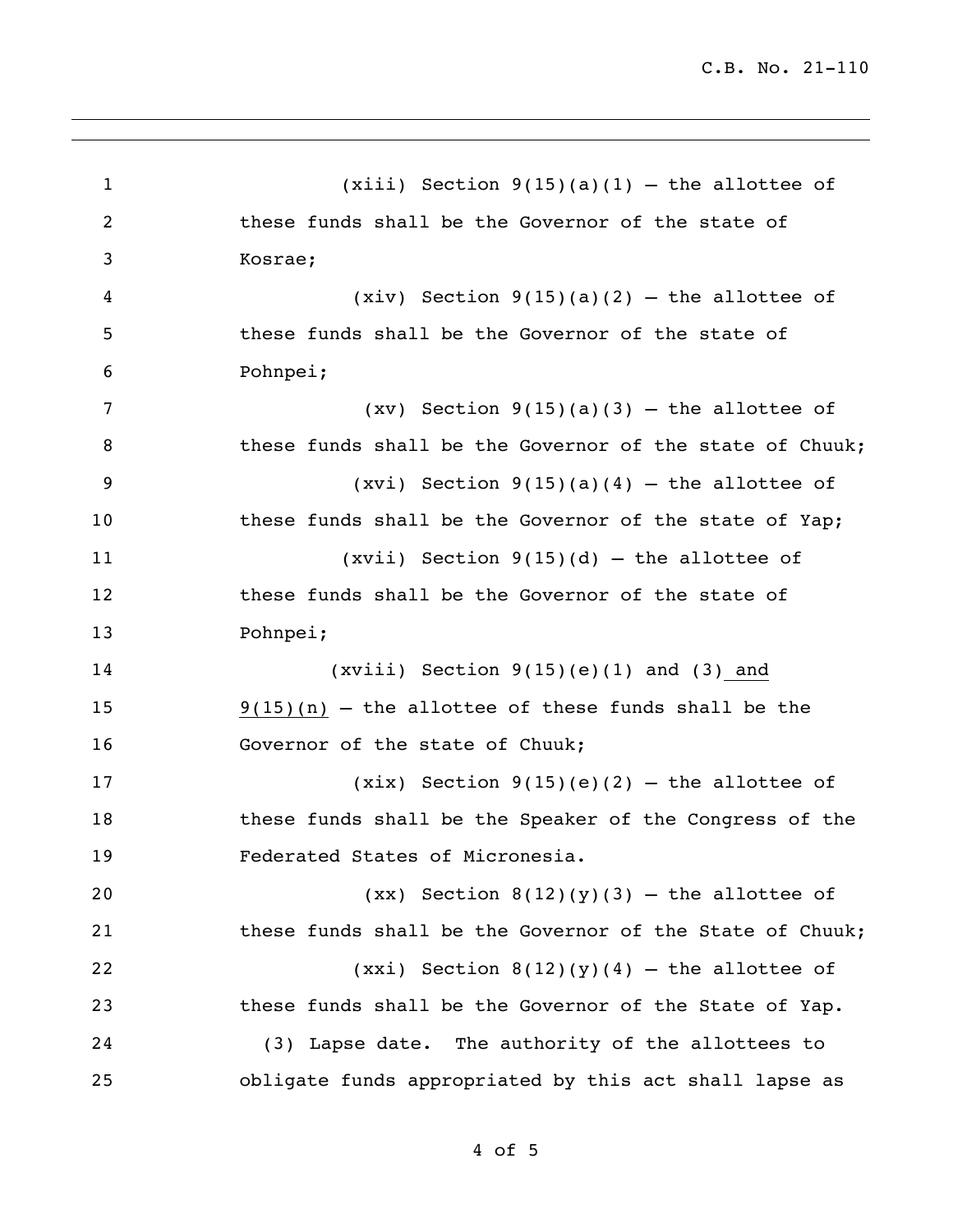(xiii) Section 9(15)(a)(1) – the allottee of these funds shall be the Governor of the state of Kosrae;

(xiv) Section 9(15)(a)(2) – the allottee of these funds shall be the Governor of the state of Pohnpei;

(xv) Section 9(15)(a)(3) – the allottee of these funds shall be the Governor of the state of Chuuk;

(xvi) Section 9(15)(a)(4) – the allottee of these funds shall be the Governor of the state of Yap;

(xvii) Section 9(15)(d) – the allottee of these funds shall be the Governor of the state of Pohnpei;

(xviii) Section 9(15)(e)(1) and (3) and 9(15)(n) – the allottee of these funds shall be the Governor of the state of Chuuk;

(xix) Section 9(15)(e)(2) – the allottee of these funds shall be the Speaker of the Congress of the Federated States of Micronesia.

(xx) Section 8(12)(y)(3) – the allottee of these funds shall be the Governor of the State of Chuuk;

(xxi) Section 8(12)(y)(4) – the allottee of these funds shall be the Governor of the State of Yap.

(3) Lapse date. The authority of the allottees to obligate funds appropriated by this act shall lapse as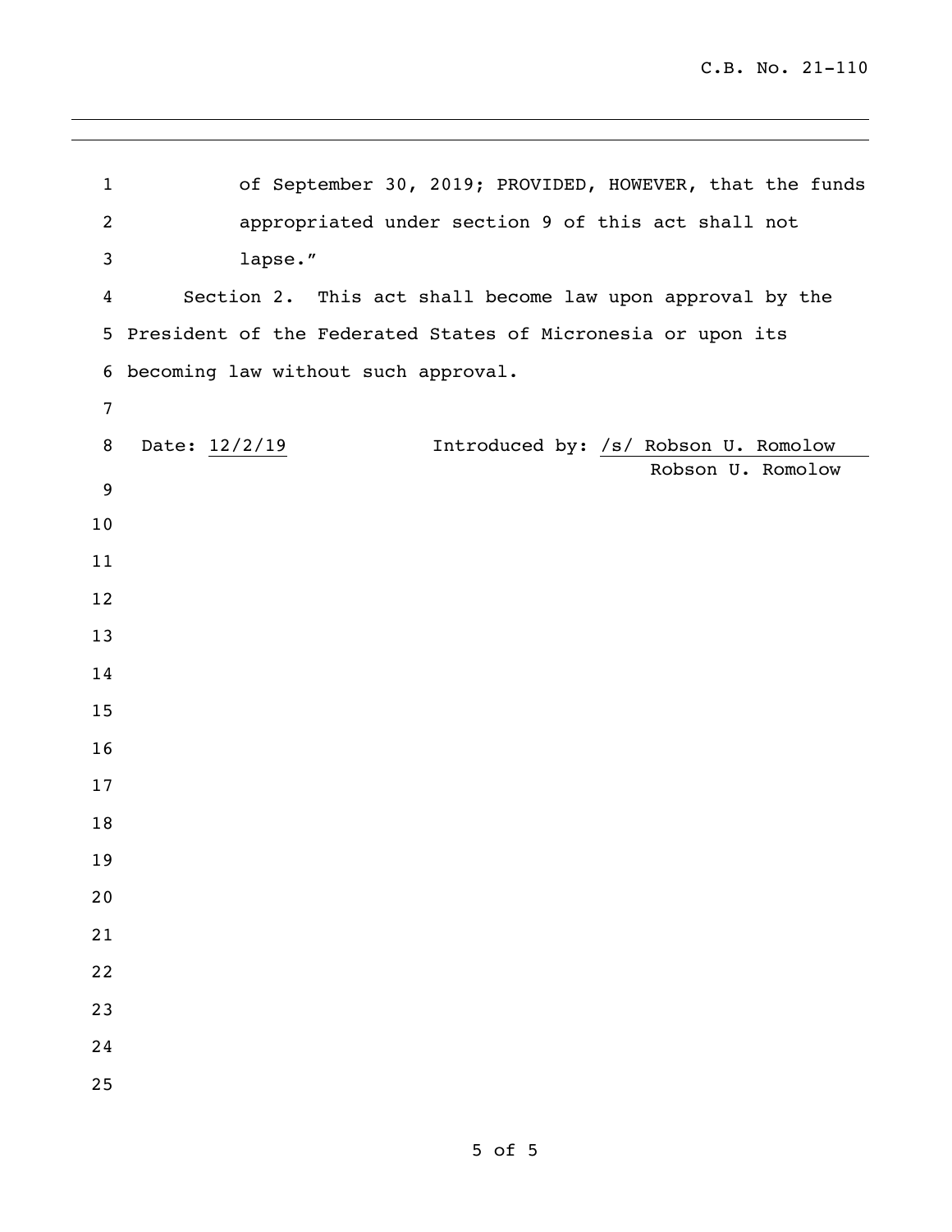of September 30, 2019; PROVIDED, HOWEVER, that the funds appropriated under section 9 of this act shall not lapse."

Section 2. This act shall become law upon approval by the President of the Federated States of Micronesia or upon its becoming law without such approval.

Date: 12/2/19

Introduced by: /s/ Robson U. Romolow
Robson U. Romolow